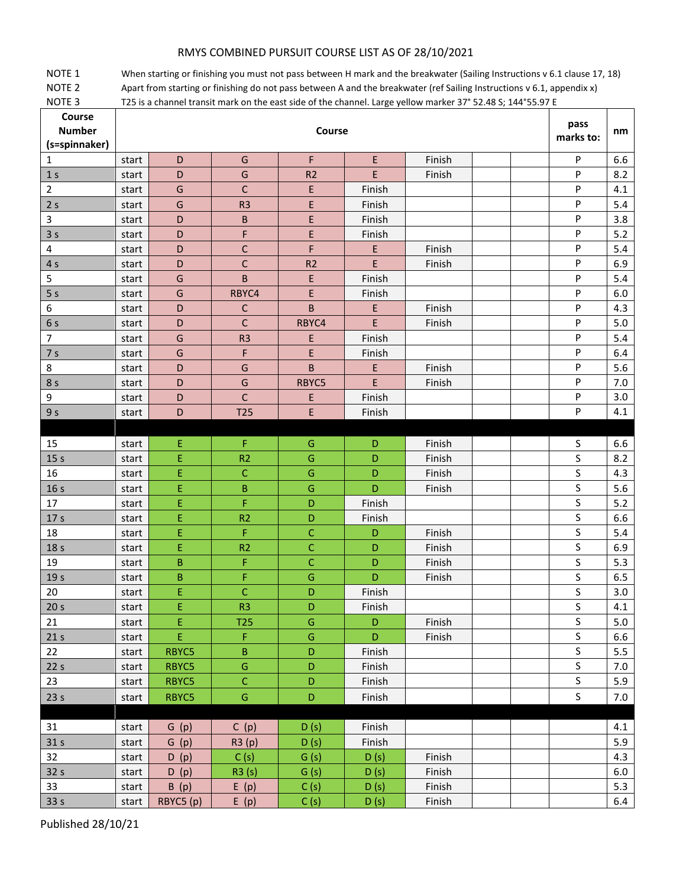# RMYS COMBINED PURSUIT COURSE LIST AS OF 28/10/2021

| | |
|---|---|
| NOTE 1 | When starting or finishing you must not pass between H mark and the breakwater (Sailing Instructions v 6.1 clause 17, 18) |
| NOTE 2 | Apart from starting or finishing do not pass between A and the breakwater (ref Sailing Instructions v 6.1, appendix x) |
| NOTE 3 | T25 is a channel transit mark on the east side of the channel. Large yellow marker 37° 52.48 S; 144°55.97 E |

| Course Number (s=spinnaker) | Course | | | | | | | | pass marks to: | nm |
|---|---|---|---|---|---|---|---|---|---|---|
| 1 | start | D | G | F | E | Finish | | | P | 6.6 |
| 1 s | start | D | G | R2 | E | Finish | | | P | 8.2 |
| 2 | start | G | C | E | Finish | | | | P | 4.1 |
| 2 s | start | G | R3 | E | Finish | | | | P | 5.4 |
| 3 | start | D | B | E | Finish | | | | P | 3.8 |
| 3 s | start | D | F | E | Finish | | | | P | 5.2 |
| 4 | start | D | C | F | E | Finish | | | P | 5.4 |
| 4 s | start | D | C | R2 | E | Finish | | | P | 6.9 |
| 5 | start | G | B | E | Finish | | | | P | 5.4 |
| 5 s | start | G | RBYC4 | E | Finish | | | | P | 6.0 |
| 6 | start | D | C | B | E | Finish | | | P | 4.3 |
| 6 s | start | D | C | RBYC4 | E | Finish | | | P | 5.0 |
| 7 | start | G | R3 | E | Finish | | | | P | 5.4 |
| 7 s | start | G | F | E | Finish | | | | P | 6.4 |
| 8 | start | D | G | B | E | Finish | | | P | 5.6 |
| 8 s | start | D | G | RBYC5 | E | Finish | | | P | 7.0 |
| 9 | start | D | C | E | Finish | | | | P | 3.0 |
| 9 s | start | D | T25 | E | Finish | | | | P | 4.1 |
| | | | | | | | | | | |
| 15 | start | E | F | G | D | Finish | | | S | 6.6 |
| 15 s | start | E | R2 | G | D | Finish | | | S | 8.2 |
| 16 | start | E | C | G | D | Finish | | | S | 4.3 |
| 16 s | start | E | B | G | D | Finish | | | S | 5.6 |
| 17 | start | E | F | D | Finish | | | | S | 5.2 |
| 17 s | start | E | R2 | D | Finish | | | | S | 6.6 |
| 18 | start | E | F | C | D | Finish | | | S | 5.4 |
| 18 s | start | E | R2 | C | D | Finish | | | S | 6.9 |
| 19 | start | B | F | C | D | Finish | | | S | 5.3 |
| 19 s | start | B | F | G | D | Finish | | | S | 6.5 |
| 20 | start | E | C | D | Finish | | | | S | 3.0 |
| 20 s | start | E | R3 | D | Finish | | | | S | 4.1 |
| 21 | start | E | T25 | G | D | Finish | | | S | 5.0 |
| 21 s | start | E | F | G | D | Finish | | | S | 6.6 |
| 22 | start | RBYC5 | B | D | Finish | | | | S | 5.5 |
| 22 s | start | RBYC5 | G | D | Finish | | | | S | 7.0 |
| 23 | start | RBYC5 | C | D | Finish | | | | S | 5.9 |
| 23 s | start | RBYC5 | G | D | Finish | | | | S | 7.0 |
| | | | | | | | | | | |
| 31 | start | G (p) | C (p) | D (s) | Finish | | | | | 4.1 |
| 31 s | start | G (p) | R3 (p) | D (s) | Finish | | | | | 5.9 |
| 32 | start | D (p) | C (s) | G (s) | D (s) | Finish | | | | 4.3 |
| 32 s | start | D (p) | R3 (s) | G (s) | D (s) | Finish | | | | 6.0 |
| 33 | start | B (p) | E (p) | C (s) | D (s) | Finish | | | | 5.3 |
| 33 s | start | RBYC5 (p) | E (p) | C (s) | D (s) | Finish | | | | 6.4 |

Published 28/10/21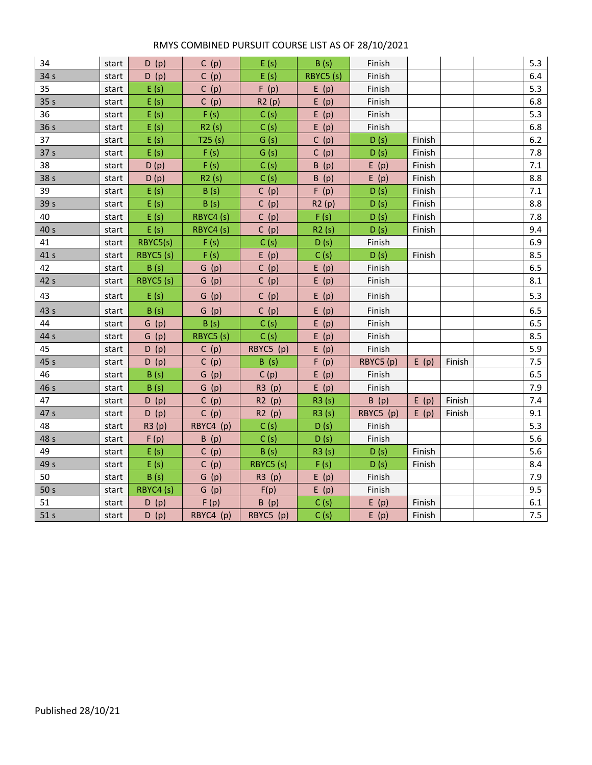# RMYS COMBINED PURSUIT COURSE LIST AS OF 28/10/2021

| | | | | | | | | | | |
|---|---|---|---|---|---|---|---|---|---|---|
| 34 | start | D (p) | C (p) | E (s) | B (s) | Finish | | | | 5.3 |
| 34 s | start | D (p) | C (p) | E (s) | RBYC5 (s) | Finish | | | | 6.4 |
| 35 | start | E (s) | C (p) | F (p) | E (p) | Finish | | | | 5.3 |
| 35 s | start | E (s) | C (p) | R2 (p) | E (p) | Finish | | | | 6.8 |
| 36 | start | E (s) | F (s) | C (s) | E (p) | Finish | | | | 5.3 |
| 36 s | start | E (s) | R2 (s) | C (s) | E (p) | Finish | | | | 6.8 |
| 37 | start | E (s) | T25 (s) | G (s) | C (p) | D (s) | Finish | | | 6.2 |
| 37 s | start | E (s) | F (s) | G (s) | C (p) | D (s) | Finish | | | 7.8 |
| 38 | start | D (p) | F (s) | C (s) | B (p) | E (p) | Finish | | | 7.1 |
| 38 s | start | D (p) | R2 (s) | C (s) | B (p) | E (p) | Finish | | | 8.8 |
| 39 | start | E (s) | B (s) | C (p) | F (p) | D (s) | Finish | | | 7.1 |
| 39 s | start | E (s) | B (s) | C (p) | R2 (p) | D (s) | Finish | | | 8.8 |
| 40 | start | E (s) | RBYC4 (s) | C (p) | F (s) | D (s) | Finish | | | 7.8 |
| 40 s | start | E (s) | RBYC4 (s) | C (p) | R2 (s) | D (s) | Finish | | | 9.4 |
| 41 | start | RBYC5(s) | F (s) | C (s) | D (s) | Finish | | | | 6.9 |
| 41 s | start | RBYC5 (s) | F (s) | E (p) | C (s) | D (s) | Finish | | | 8.5 |
| 42 | start | B (s) | G (p) | C (p) | E (p) | Finish | | | | 6.5 |
| 42 s | start | RBYC5 (s) | G (p) | C (p) | E (p) | Finish | | | | 8.1 |
| 43 | start | E (s) | G (p) | C (p) | E (p) | Finish | | | | 5.3 |
| 43 s | start | B (s) | G (p) | C (p) | E (p) | Finish | | | | 6.5 |
| 44 | start | G (p) | B (s) | C (s) | E (p) | Finish | | | | 6.5 |
| 44 s | start | G (p) | RBYC5 (s) | C (s) | E (p) | Finish | | | | 8.5 |
| 45 | start | D (p) | C (p) | RBYC5 (p) | E (p) | Finish | | | | 5.9 |
| 45 s | start | D (p) | C (p) | B (s) | F (p) | RBYC5 (p) | E (p) | Finish | | 7.5 |
| 46 | start | B (s) | G (p) | C (p) | E (p) | Finish | | | | 6.5 |
| 46 s | start | B (s) | G (p) | R3 (p) | E (p) | Finish | | | | 7.9 |
| 47 | start | D (p) | C (p) | R2 (p) | R3 (s) | B (p) | E (p) | Finish | | 7.4 |
| 47 s | start | D (p) | C (p) | R2 (p) | R3 (s) | RBYC5 (p) | E (p) | Finish | | 9.1 |
| 48 | start | R3 (p) | RBYC4 (p) | C (s) | D (s) | Finish | | | | 5.3 |
| 48 s | start | F (p) | B (p) | C (s) | D (s) | Finish | | | | 5.6 |
| 49 | start | E (s) | C (p) | B (s) | R3 (s) | D (s) | Finish | | | 5.6 |
| 49 s | start | E (s) | C (p) | RBYC5 (s) | F (s) | D (s) | Finish | | | 8.4 |
| 50 | start | B (s) | G (p) | R3 (p) | E (p) | Finish | | | | 7.9 |
| 50 s | start | RBYC4 (s) | G (p) | F(p) | E (p) | Finish | | | | 9.5 |
| 51 | start | D (p) | F (p) | B (p) | C (s) | E (p) | Finish | | | 6.1 |
| 51 s | start | D (p) | RBYC4 (p) | RBYC5 (p) | C (s) | E (p) | Finish | | | 7.5 |

Published 28/10/21